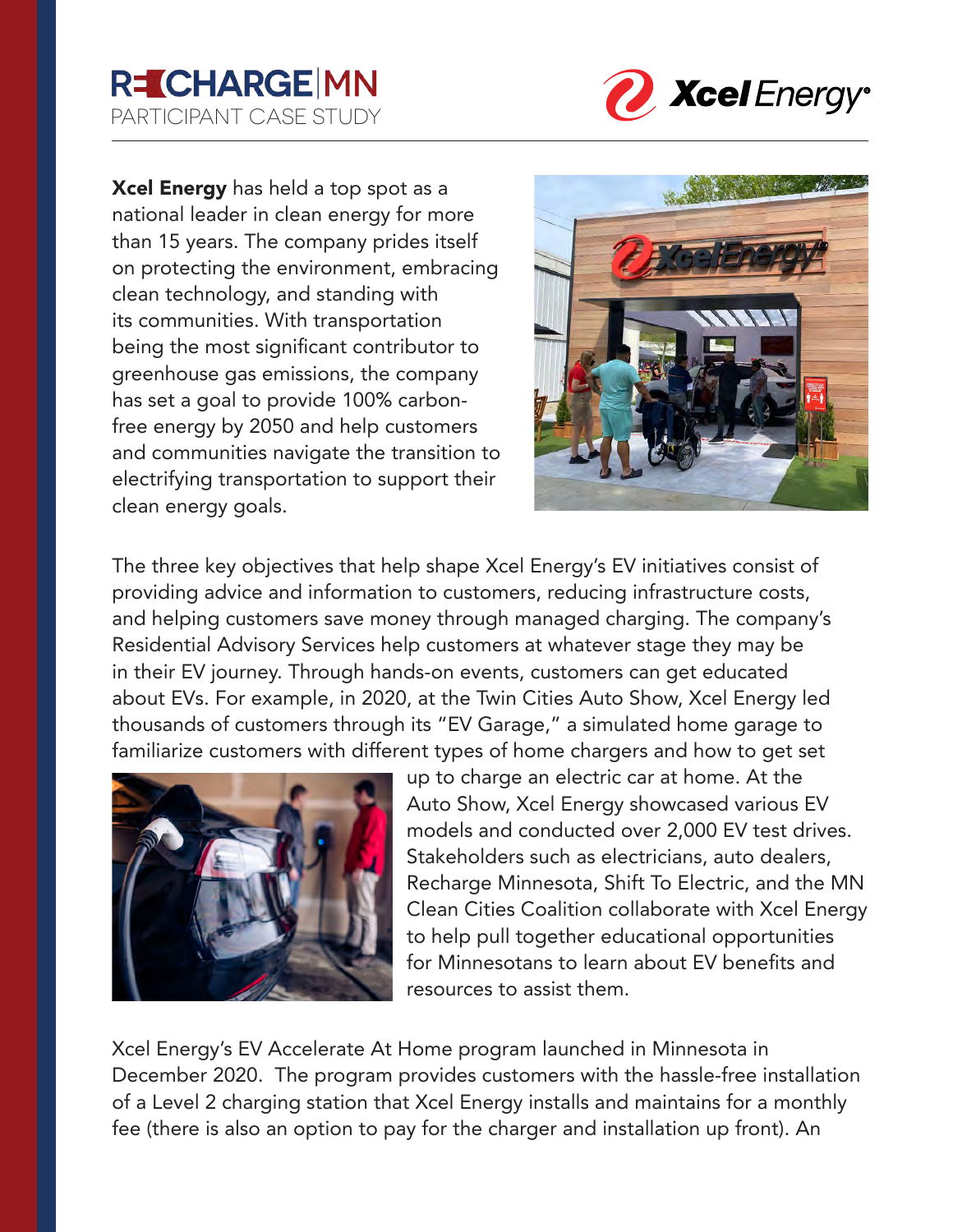# RECHARGE|MN
PARTICIPANT CASE STUDY

**Xcel Energy** has held a top spot as a national leader in clean energy for more than 15 years. The company prides itself on protecting the environment, embracing clean technology, and standing with its communities. With transportation being the most significant contributor to greenhouse gas emissions, the company has set a goal to provide 100% carbon-free energy by 2050 and help customers and communities navigate the transition to electrifying transportation to support their clean energy goals.

The three key objectives that help shape Xcel Energy's EV initiatives consist of providing advice and information to customers, reducing infrastructure costs, and helping customers save money through managed charging. The company's Residential Advisory Services help customers at whatever stage they may be in their EV journey. Through hands-on events, customers can get educated about EVs. For example, in 2020, at the Twin Cities Auto Show, Xcel Energy led thousands of customers through its "EV Garage," a simulated home garage to familiarize customers with different types of home chargers and how to get set up to charge an electric car at home. At the Auto Show, Xcel Energy showcased various EV models and conducted over 2,000 EV test drives. Stakeholders such as electricians, auto dealers, Recharge Minnesota, Shift To Electric, and the MN Clean Cities Coalition collaborate with Xcel Energy to help pull together educational opportunities for Minnesotans to learn about EV benefits and resources to assist them.

Xcel Energy's EV Accelerate At Home program launched in Minnesota in December 2020. The program provides customers with the hassle-free installation of a Level 2 charging station that Xcel Energy installs and maintains for a monthly fee (there is also an option to pay for the charger and installation up front). An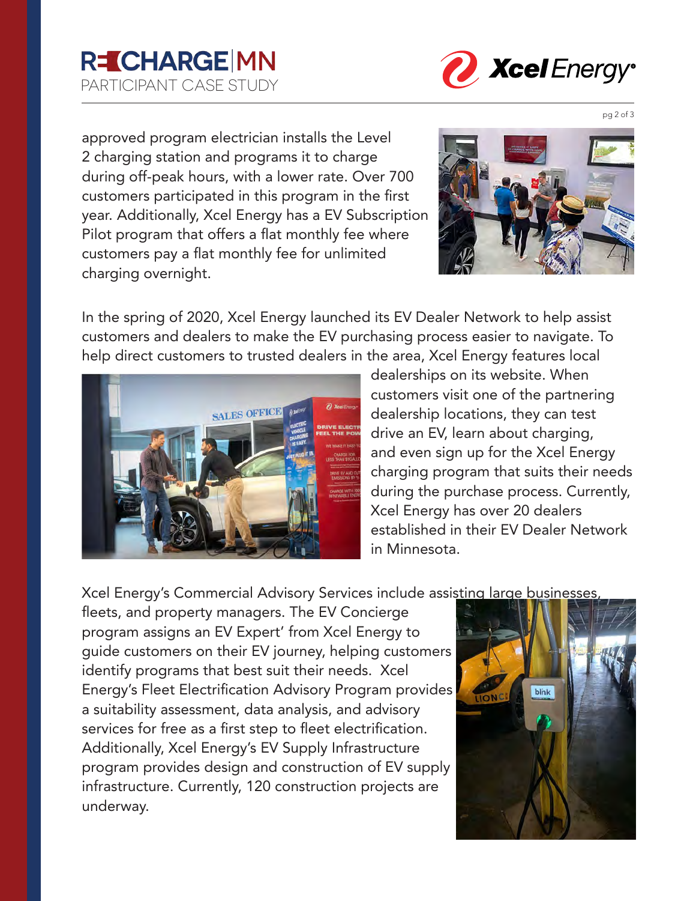approved program electrician installs the Level 2 charging station and programs it to charge during off-peak hours, with a lower rate. Over 700 customers participated in this program in the first year. Additionally, Xcel Energy has a EV Subscription Pilot program that offers a flat monthly fee where customers pay a flat monthly fee for unlimited charging overnight.

In the spring of 2020, Xcel Energy launched its EV Dealer Network to help assist customers and dealers to make the EV purchasing process easier to navigate. To help direct customers to trusted dealers in the area, Xcel Energy features local dealerships on its website. When customers visit one of the partnering dealership locations, they can test drive an EV, learn about charging, and even sign up for the Xcel Energy charging program that suits their needs during the purchase process. Currently, Xcel Energy has over 20 dealers established in their EV Dealer Network in Minnesota.

Xcel Energy's Commercial Advisory Services include assisting large businesses, fleets, and property managers. The EV Concierge program assigns an EV Expert' from Xcel Energy to guide customers on their EV journey, helping customers identify programs that best suit their needs. Xcel Energy's Fleet Electrification Advisory Program provides a suitability assessment, data analysis, and advisory services for free as a first step to fleet electrification. Additionally, Xcel Energy's EV Supply Infrastructure program provides design and construction of EV supply infrastructure. Currently, 120 construction projects are underway.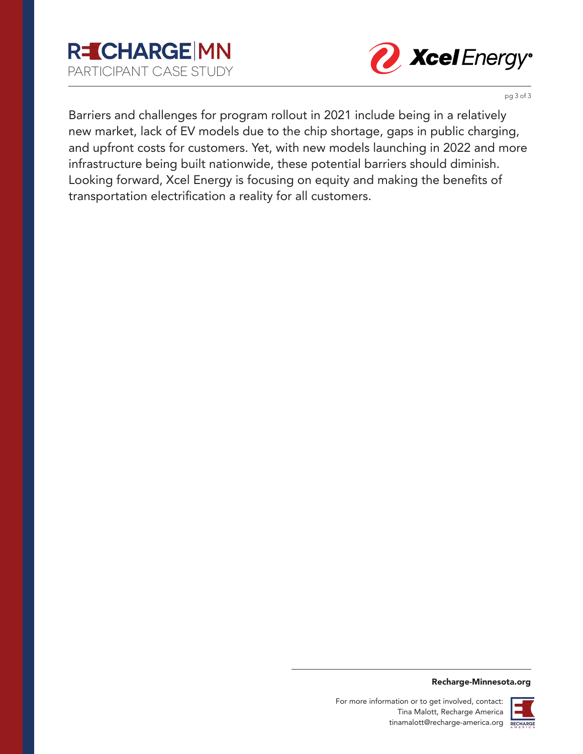Barriers and challenges for program rollout in 2021 include being in a relatively new market, lack of EV models due to the chip shortage, gaps in public charging, and upfront costs for customers. Yet, with new models launching in 2022 and more infrastructure being built nationwide, these potential barriers should diminish. Looking forward, Xcel Energy is focusing on equity and making the benefits of transportation electrification a reality for all customers.

**Recharge-Minnesota.org**

For more information or to get involved, contact:
Tina Malott, Recharge America
tinamalott@recharge-america.org